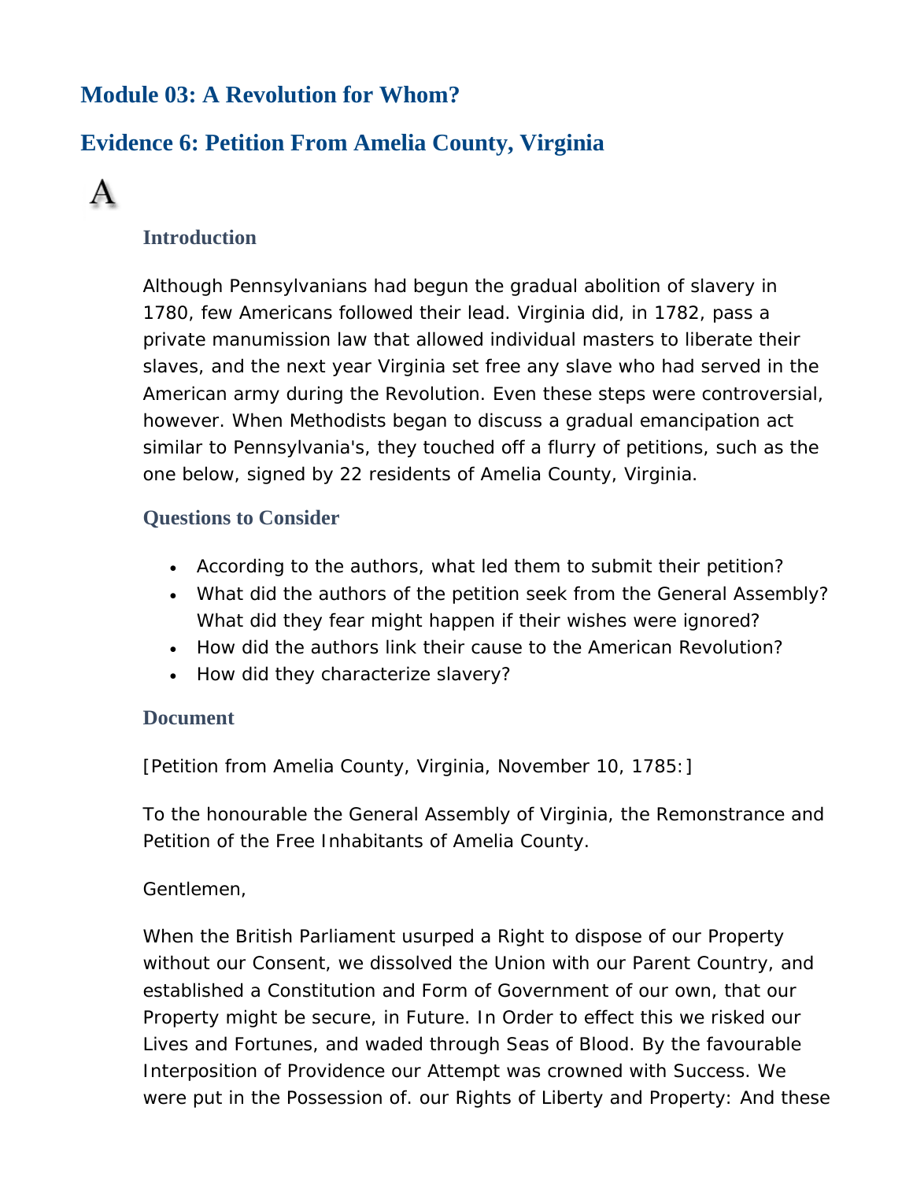# Module 03: A Revolution for Whom?

## Evidence 6: Petition From Amelia County, Virginia

A

### Introduction

Although Pennsylvanians had begun the gradual abolition of slavery in 1780, few Americans followed their lead. Virginia did, in 1782, pass a private manumission law that allowed individual masters to liberate their slaves, and the next year Virginia set free any slave who had served in the American army during the Revolution. Even these steps were controversial, however. When Methodists began to discuss a gradual emancipation act similar to Pennsylvania's, they touched off a flurry of petitions, such as the one below, signed by 22 residents of Amelia County, Virginia.

### Questions to Consider

- According to the authors, what led them to submit their petition?
- What did the authors of the petition seek from the General Assembly? What did they fear might happen if their wishes were ignored?
- How did the authors link their cause to the American Revolution?
- How did they characterize slavery?

### Document

[Petition from Amelia County, Virginia, November 10, 1785:]

To the honourable the General Assembly of Virginia, the Remonstrance and Petition of the Free Inhabitants of Amelia County.

Gentlemen,

When the British Parliament usurped a Right to dispose of our Property without our Consent, we dissolved the Union with our Parent Country, and established a Constitution and Form of Government of our own, that our Property might be secure, in Future. In Order to effect this we risked our Lives and Fortunes, and waded through Seas of Blood. By the favourable Interposition of Providence our Attempt was crowned with Success. We were put in the Possession of. our Rights of Liberty and Property: And these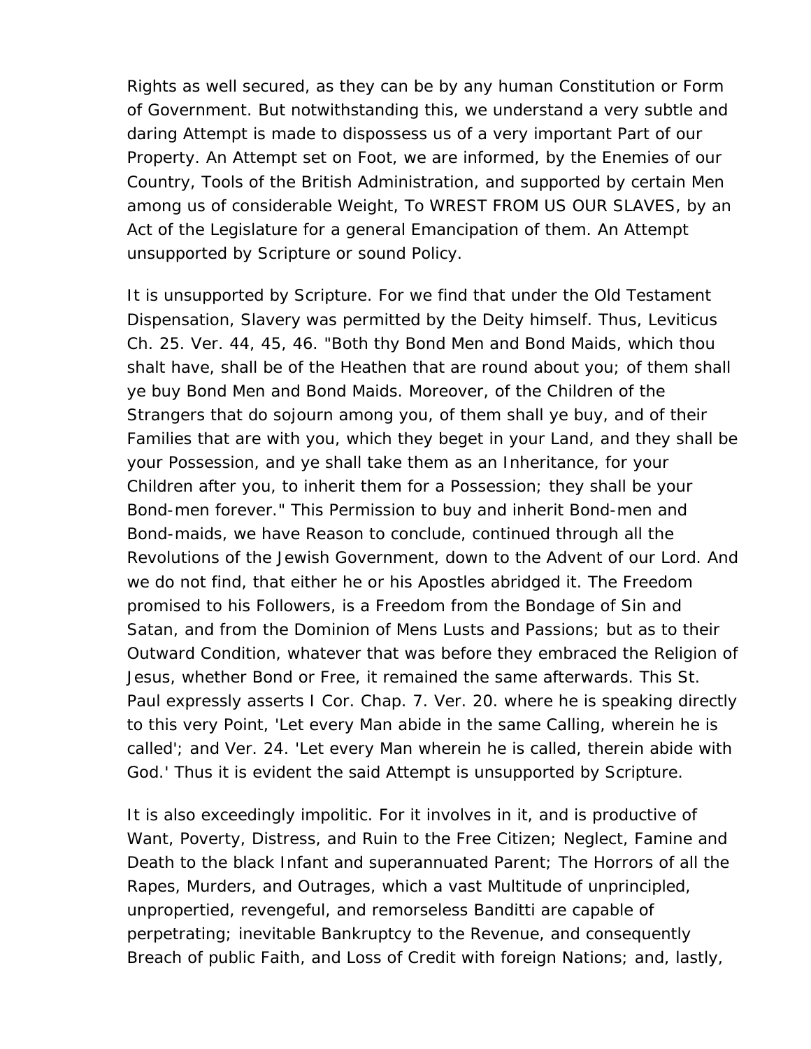Rights as well secured, as they can be by any human Constitution or Form of Government. But notwithstanding this, we understand a very subtle and daring Attempt is made to dispossess us of a very important Part of our Property. An Attempt set on Foot, we are informed, by the Enemies of our Country, Tools of the British Administration, and supported by certain Men among us of considerable Weight, To WREST FROM US OUR SLAVES, by an Act of the Legislature for a general Emancipation of them. An Attempt unsupported by Scripture or sound Policy.

It is unsupported by Scripture. For we find that under the Old Testament Dispensation, Slavery was permitted by the Deity himself. Thus, Leviticus Ch. 25. Ver. 44, 45, 46. "Both thy Bond Men and Bond Maids, which thou shalt have, shall be of the Heathen that are round about you; of them shall ye buy Bond Men and Bond Maids. Moreover, of the Children of the Strangers that do sojourn among you, of them shall ye buy, and of their Families that are with you, which they beget in your Land, and they shall be your Possession, and ye shall take them as an Inheritance, for your Children after you, to inherit them for a Possession; they shall be your Bond-men forever." This Permission to buy and inherit Bond-men and Bond-maids, we have Reason to conclude, continued through all the Revolutions of the Jewish Government, down to the Advent of our Lord. And we do not find, that either he or his Apostles abridged it. The Freedom promised to his Followers, is a Freedom from the Bondage of Sin and Satan, and from the Dominion of Mens Lusts and Passions; but as to their Outward Condition, whatever that was before they embraced the Religion of Jesus, whether Bond or Free, it remained the same afterwards. This St. Paul expressly asserts I Cor. Chap. 7. Ver. 20. where he is speaking directly to this very Point, 'Let every Man abide in the same Calling, wherein he is called'; and Ver. 24. 'Let every Man wherein he is called, therein abide with God.' Thus it is evident the said Attempt is unsupported by Scripture.

It is also exceedingly impolitic. For it involves in it, and is productive of Want, Poverty, Distress, and Ruin to the Free Citizen; Neglect, Famine and Death to the black Infant and superannuated Parent; The Horrors of all the Rapes, Murders, and Outrages, which a vast Multitude of unprincipled, unpropertied, revengeful, and remorseless Banditti are capable of perpetrating; inevitable Bankruptcy to the Revenue, and consequently Breach of public Faith, and Loss of Credit with foreign Nations; and, lastly,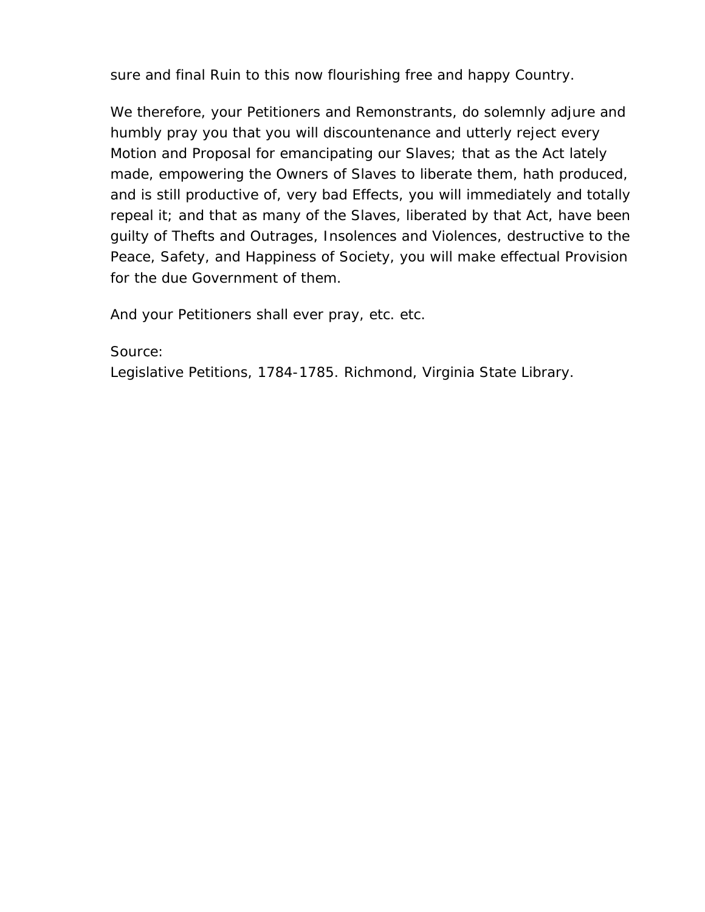sure and final Ruin to this now flourishing free and happy Country.

We therefore, your Petitioners and Remonstrants, do solemnly adjure and humbly pray you that you will discountenance and utterly reject every Motion and Proposal for emancipating our Slaves; that as the Act lately made, empowering the Owners of Slaves to liberate them, hath produced, and is still productive of, very bad Effects, you will immediately and totally repeal it; and that as many of the Slaves, liberated by that Act, have been guilty of Thefts and Outrages, Insolences and Violences, destructive to the Peace, Safety, and Happiness of Society, you will make effectual Provision for the due Government of them.

And your Petitioners shall ever pray, etc. etc.

Source:
Legislative Petitions, 1784-1785. Richmond, Virginia State Library.